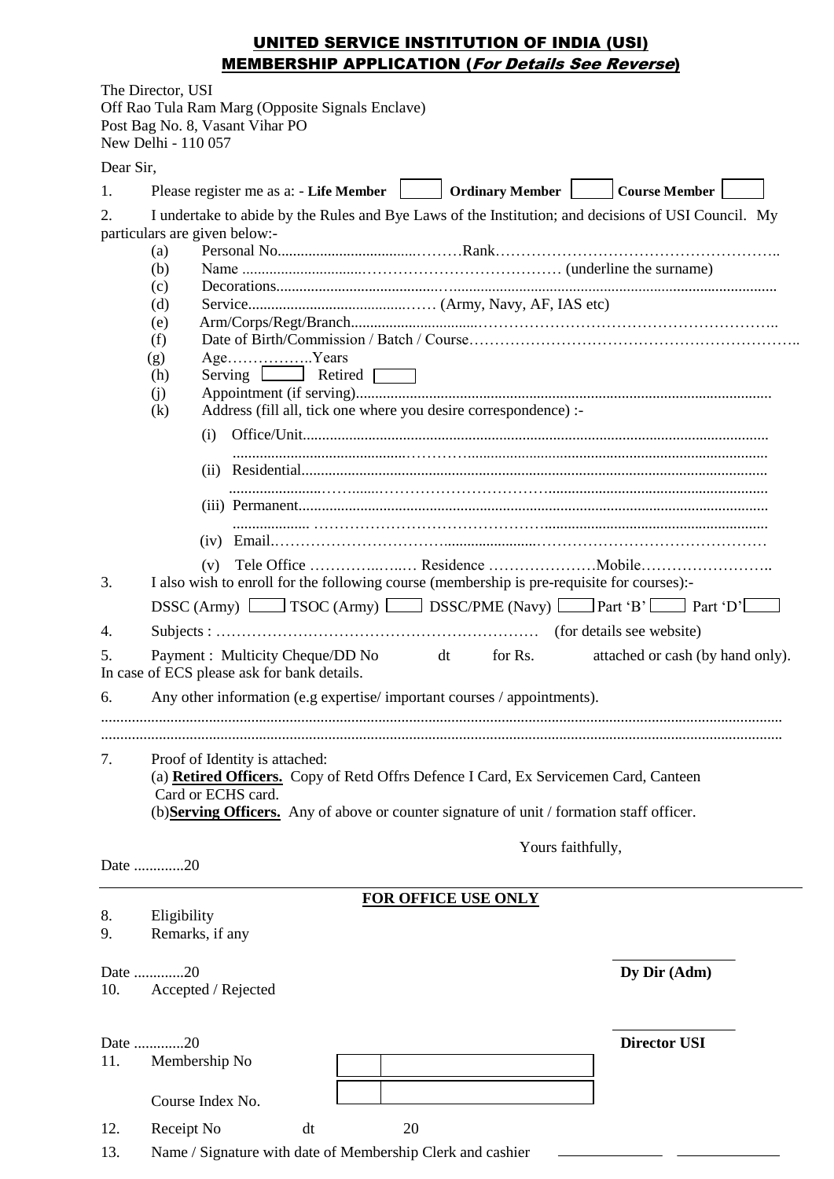# UNITED SERVICE INSTITUTION OF INDIA (USI)

## MEMBERSHIP APPLICATION (*For Details See Reverse*)

The Director, USI
Off Rao Tula Ram Marg (Opposite Signals Enclave)
Post Bag No. 8, Vasant Vihar PO
New Delhi - 110 057

Dear Sir,

1. Please register me as a: - **Life Member** ☐ **Ordinary Member** ☐ **Course Member** ☐

2. I undertake to abide by the Rules and Bye Laws of the Institution; and decisions of USI Council. My particulars are given below:-

   (a) Personal No.......................................... Rank..................................................

   (b) Name ........................................................................ (underline the surname)

   (c) Decorations......................................................................................................

   (d) Service.......................................... (Army, Navy, AF, IAS etc)

   (e) Arm/Corps/Regt/Branch..................................................................................

   (f) Date of Birth/Commission / Batch / Course....................................................

   (g) Age................Years

   (h) Serving ☐ Retired ☐

   (j) Appointment (if serving)..................................................................................

   (k) Address (fill all, tick one where you desire correspondence) :-

   (i) Office/Unit........................................................................................................
   ..........................................................................................................................

   (ii) Residential.......................................................................................................
   ..........................................................................................................................

   (iii) Permanent......................................................................................................
   ..........................................................................................................................

   (iv) Email...............................................................................................................

   (v) Tele Office .................... Residence ....................Mobile........................

3. I also wish to enroll for the following course (membership is pre-requisite for courses):-

   DSSC (Army) ☐ TSOC (Army) ☐ DSSC/PME (Navy) ☐ Part 'B' ☐ Part 'D' ☐

4. Subjects : ............................................................ (for details see website)

5. Payment : Multicity Cheque/DD No dt for Rs. attached or cash (by hand only). In case of ECS please ask for bank details.

6. Any other information (e.g expertise/ important courses / appointments).

..........................................................................................................................................

..........................................................................................................................................

7. Proof of Identity is attached:
   (a) **Retired Officers.** Copy of Retd Offrs Defence I Card, Ex Servicemen Card, Canteen Card or ECHS card.
   (b) **Serving Officers.** Any of above or counter signature of unit / formation staff officer.

Yours faithfully,

Date .............20

---

**FOR OFFICE USE ONLY**

8. Eligibility
9. Remarks, if any

Date .............20 **Dy Dir (Adm)**

10. Accepted / Rejected

Date .............20 **Director USI**

11. Membership No

    Course Index No.

12. Receipt No dt 20

13. Name / Signature with date of Membership Clerk and cashier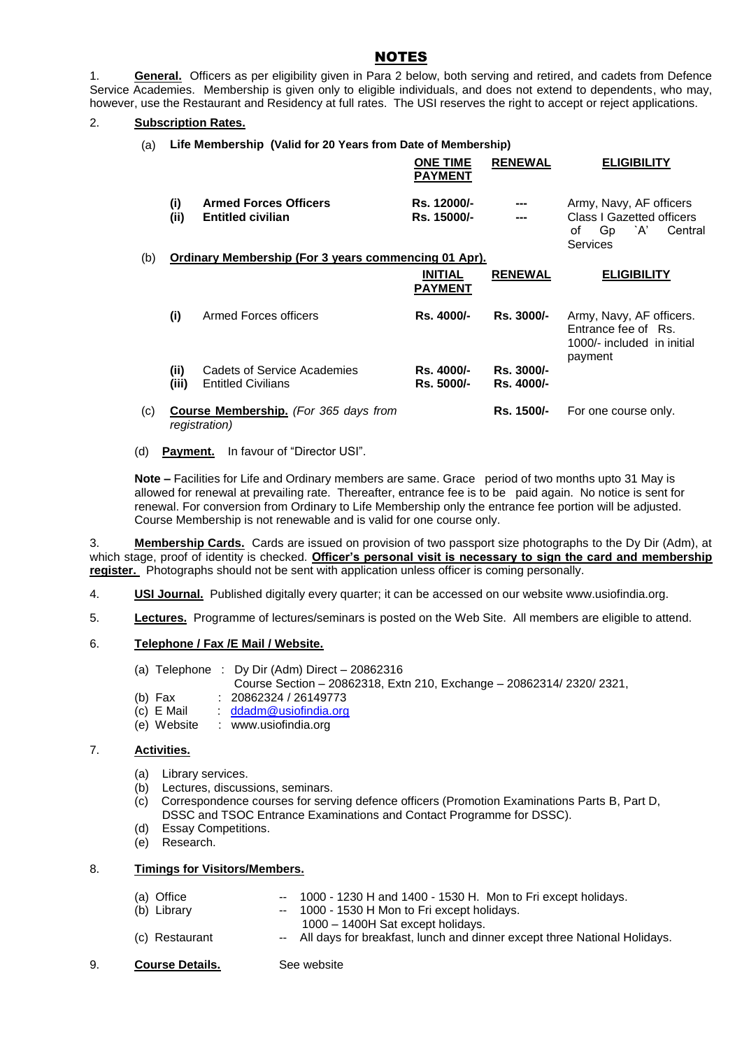# NOTES

1. **General.** Officers as per eligibility given in Para 2 below, both serving and retired, and cadets from Defence Service Academies. Membership is given only to eligible individuals, and does not extend to dependents, who may, however, use the Restaurant and Residency at full rates. The USI reserves the right to accept or reject applications.

2. **Subscription Rates.**

(a) **Life Membership (Valid for 20 Years from Date of Membership)**

| | | ONE TIME PAYMENT | RENEWAL | ELIGIBILITY |
|---|---|---|---|---|
| **(i)** | **Armed Forces Officers** | **Rs. 12000/-** | --- | Army, Navy, AF officers |
| **(ii)** | **Entitled civilian** | **Rs. 15000/-** | --- | Class I Gazetted officers of Gp `A' Central Services |

(b) **Ordinary Membership (For 3 years commencing 01 Apr).**

| | | INITIAL PAYMENT | RENEWAL | ELIGIBILITY |
|---|---|---|---|---|
| **(i)** | Armed Forces officers | **Rs. 4000/-** | **Rs. 3000/-** | Army, Navy, AF officers. Entrance fee of Rs. 1000/- included in initial payment |
| **(ii)** | Cadets of Service Academies | **Rs. 4000/-** | **Rs. 3000/-** | |
| **(iii)** | Entitled Civilians | **Rs. 5000/-** | **Rs. 4000/-** | |

(c) **Course Membership.** *(For 365 days from registration)* — **Rs. 1500/-** — For one course only.

(d) **Payment.** In favour of "Director USI".

**Note –** Facilities for Life and Ordinary members are same. Grace period of two months upto 31 May is allowed for renewal at prevailing rate. Thereafter, entrance fee is to be paid again. No notice is sent for renewal. For conversion from Ordinary to Life Membership only the entrance fee portion will be adjusted. Course Membership is not renewable and is valid for one course only.

3. **Membership Cards.** Cards are issued on provision of two passport size photographs to the Dy Dir (Adm), at which stage, proof of identity is checked. **Officer's personal visit is necessary to sign the card and membership register.** Photographs should not be sent with application unless officer is coming personally.

4. **USI Journal.** Published digitally every quarter; it can be accessed on our website www.usiofindia.org.

5. **Lectures.** Programme of lectures/seminars is posted on the Web Site. All members are eligible to attend.

6. **Telephone / Fax /E Mail / Website.**

(a) Telephone : Dy Dir (Adm) Direct – 20862316
Course Section – 20862318, Extn 210, Exchange – 20862314/ 2320/ 2321,
(b) Fax : 20862324 / 26149773
(c) E Mail : ddadm@usiofindia.org
(e) Website : www.usiofindia.org

7. **Activities.**

(a) Library services.
(b) Lectures, discussions, seminars.
(c) Correspondence courses for serving defence officers (Promotion Examinations Parts B, Part D, DSSC and TSOC Entrance Examinations and Contact Programme for DSSC).
(d) Essay Competitions.
(e) Research.

8. **Timings for Visitors/Members.**

(a) Office -- 1000 - 1230 H and 1400 - 1530 H. Mon to Fri except holidays.
(b) Library -- 1000 - 1530 H Mon to Fri except holidays.
1000 – 1400H Sat except holidays.
(c) Restaurant -- All days for breakfast, lunch and dinner except three National Holidays.

9. **Course Details.** See website